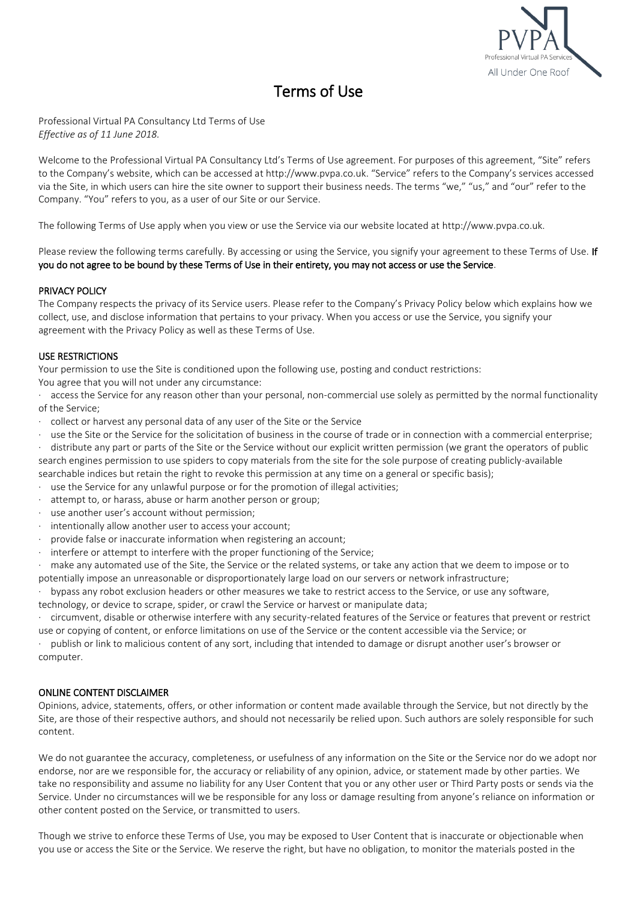# Terms of Use

Professional Virtual PA Consultancy Ltd Terms of Use
*Effective as of 11 June 2018.*

Welcome to the Professional Virtual PA Consultancy Ltd's Terms of Use agreement. For purposes of this agreement, "Site" refers to the Company's website, which can be accessed at http://www.pvpa.co.uk. "Service" refers to the Company's services accessed via the Site, in which users can hire the site owner to support their business needs. The terms "we," "us," and "our" refer to the Company. "You" refers to you, as a user of our Site or our Service.

The following Terms of Use apply when you view or use the Service via our website located at http://www.pvpa.co.uk.

Please review the following terms carefully. By accessing or using the Service, you signify your agreement to these Terms of Use. **If you do not agree to be bound by these Terms of Use in their entirety, you may not access or use the Service**.

## PRIVACY POLICY

The Company respects the privacy of its Service users. Please refer to the Company's Privacy Policy below which explains how we collect, use, and disclose information that pertains to your privacy. When you access or use the Service, you signify your agreement with the Privacy Policy as well as these Terms of Use.

## USE RESTRICTIONS

Your permission to use the Site is conditioned upon the following use, posting and conduct restrictions:
You agree that you will not under any circumstance:

- access the Service for any reason other than your personal, non-commercial use solely as permitted by the normal functionality of the Service;
- collect or harvest any personal data of any user of the Site or the Service
- use the Site or the Service for the solicitation of business in the course of trade or in connection with a commercial enterprise;
- distribute any part or parts of the Site or the Service without our explicit written permission (we grant the operators of public search engines permission to use spiders to copy materials from the site for the sole purpose of creating publicly-available searchable indices but retain the right to revoke this permission at any time on a general or specific basis);
- use the Service for any unlawful purpose or for the promotion of illegal activities;
- attempt to, or harass, abuse or harm another person or group;
- use another user's account without permission;
- intentionally allow another user to access your account;
- provide false or inaccurate information when registering an account;
- interfere or attempt to interfere with the proper functioning of the Service;
- make any automated use of the Site, the Service or the related systems, or take any action that we deem to impose or to potentially impose an unreasonable or disproportionately large load on our servers or network infrastructure;
- bypass any robot exclusion headers or other measures we take to restrict access to the Service, or use any software, technology, or device to scrape, spider, or crawl the Service or harvest or manipulate data;
- circumvent, disable or otherwise interfere with any security-related features of the Service or features that prevent or restrict use or copying of content, or enforce limitations on use of the Service or the content accessible via the Service; or
- publish or link to malicious content of any sort, including that intended to damage or disrupt another user's browser or computer.

## ONLINE CONTENT DISCLAIMER

Opinions, advice, statements, offers, or other information or content made available through the Service, but not directly by the Site, are those of their respective authors, and should not necessarily be relied upon. Such authors are solely responsible for such content.

We do not guarantee the accuracy, completeness, or usefulness of any information on the Site or the Service nor do we adopt nor endorse, nor are we responsible for, the accuracy or reliability of any opinion, advice, or statement made by other parties. We take no responsibility and assume no liability for any User Content that you or any other user or Third Party posts or sends via the Service. Under no circumstances will we be responsible for any loss or damage resulting from anyone's reliance on information or other content posted on the Service, or transmitted to users.

Though we strive to enforce these Terms of Use, you may be exposed to User Content that is inaccurate or objectionable when you use or access the Site or the Service. We reserve the right, but have no obligation, to monitor the materials posted in the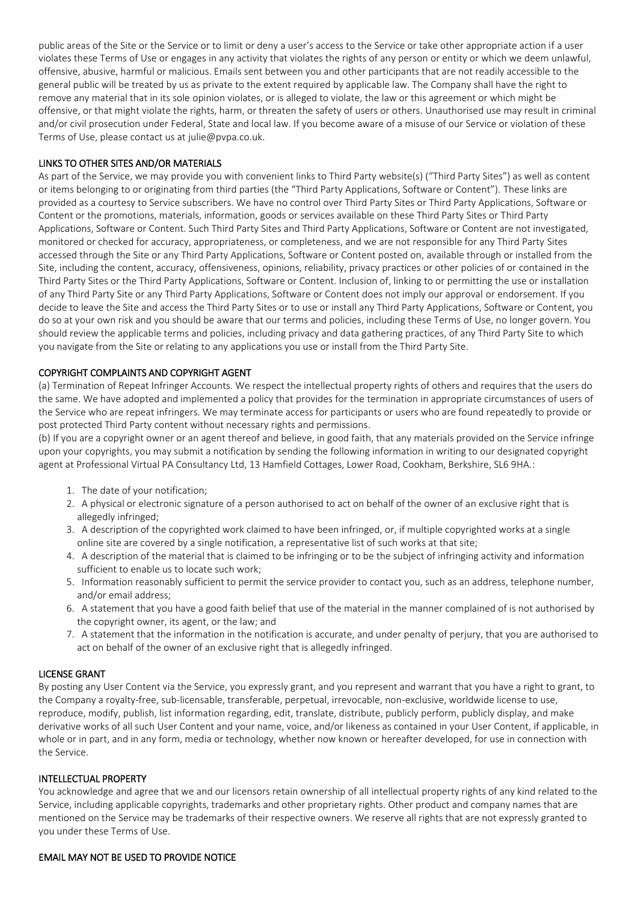public areas of the Site or the Service or to limit or deny a user's access to the Service or take other appropriate action if a user violates these Terms of Use or engages in any activity that violates the rights of any person or entity or which we deem unlawful, offensive, abusive, harmful or malicious. Emails sent between you and other participants that are not readily accessible to the general public will be treated by us as private to the extent required by applicable law. The Company shall have the right to remove any material that in its sole opinion violates, or is alleged to violate, the law or this agreement or which might be offensive, or that might violate the rights, harm, or threaten the safety of users or others. Unauthorised use may result in criminal and/or civil prosecution under Federal, State and local law. If you become aware of a misuse of our Service or violation of these Terms of Use, please contact us at julie@pvpa.co.uk.

## LINKS TO OTHER SITES AND/OR MATERIALS

As part of the Service, we may provide you with convenient links to Third Party website(s) ("Third Party Sites") as well as content or items belonging to or originating from third parties (the "Third Party Applications, Software or Content"). These links are provided as a courtesy to Service subscribers. We have no control over Third Party Sites or Third Party Applications, Software or Content or the promotions, materials, information, goods or services available on these Third Party Sites or Third Party Applications, Software or Content. Such Third Party Sites and Third Party Applications, Software or Content are not investigated, monitored or checked for accuracy, appropriateness, or completeness, and we are not responsible for any Third Party Sites accessed through the Site or any Third Party Applications, Software or Content posted on, available through or installed from the Site, including the content, accuracy, offensiveness, opinions, reliability, privacy practices or other policies of or contained in the Third Party Sites or the Third Party Applications, Software or Content. Inclusion of, linking to or permitting the use or installation of any Third Party Site or any Third Party Applications, Software or Content does not imply our approval or endorsement. If you decide to leave the Site and access the Third Party Sites or to use or install any Third Party Applications, Software or Content, you do so at your own risk and you should be aware that our terms and policies, including these Terms of Use, no longer govern. You should review the applicable terms and policies, including privacy and data gathering practices, of any Third Party Site to which you navigate from the Site or relating to any applications you use or install from the Third Party Site.

## COPYRIGHT COMPLAINTS AND COPYRIGHT AGENT

(a) Termination of Repeat Infringer Accounts. We respect the intellectual property rights of others and requires that the users do the same. We have adopted and implemented a policy that provides for the termination in appropriate circumstances of users of the Service who are repeat infringers. We may terminate access for participants or users who are found repeatedly to provide or post protected Third Party content without necessary rights and permissions.

(b) If you are a copyright owner or an agent thereof and believe, in good faith, that any materials provided on the Service infringe upon your copyrights, you may submit a notification by sending the following information in writing to our designated copyright agent at Professional Virtual PA Consultancy Ltd, 13 Hamfield Cottages, Lower Road, Cookham, Berkshire, SL6 9HA.:

1. The date of your notification;
2. A physical or electronic signature of a person authorised to act on behalf of the owner of an exclusive right that is allegedly infringed;
3. A description of the copyrighted work claimed to have been infringed, or, if multiple copyrighted works at a single online site are covered by a single notification, a representative list of such works at that site;
4. A description of the material that is claimed to be infringing or to be the subject of infringing activity and information sufficient to enable us to locate such work;
5. Information reasonably sufficient to permit the service provider to contact you, such as an address, telephone number, and/or email address;
6. A statement that you have a good faith belief that use of the material in the manner complained of is not authorised by the copyright owner, its agent, or the law; and
7. A statement that the information in the notification is accurate, and under penalty of perjury, that you are authorised to act on behalf of the owner of an exclusive right that is allegedly infringed.

## LICENSE GRANT

By posting any User Content via the Service, you expressly grant, and you represent and warrant that you have a right to grant, to the Company a royalty-free, sub-licensable, transferable, perpetual, irrevocable, non-exclusive, worldwide license to use, reproduce, modify, publish, list information regarding, edit, translate, distribute, publicly perform, publicly display, and make derivative works of all such User Content and your name, voice, and/or likeness as contained in your User Content, if applicable, in whole or in part, and in any form, media or technology, whether now known or hereafter developed, for use in connection with the Service.

## INTELLECTUAL PROPERTY

You acknowledge and agree that we and our licensors retain ownership of all intellectual property rights of any kind related to the Service, including applicable copyrights, trademarks and other proprietary rights. Other product and company names that are mentioned on the Service may be trademarks of their respective owners. We reserve all rights that are not expressly granted to you under these Terms of Use.

## EMAIL MAY NOT BE USED TO PROVIDE NOTICE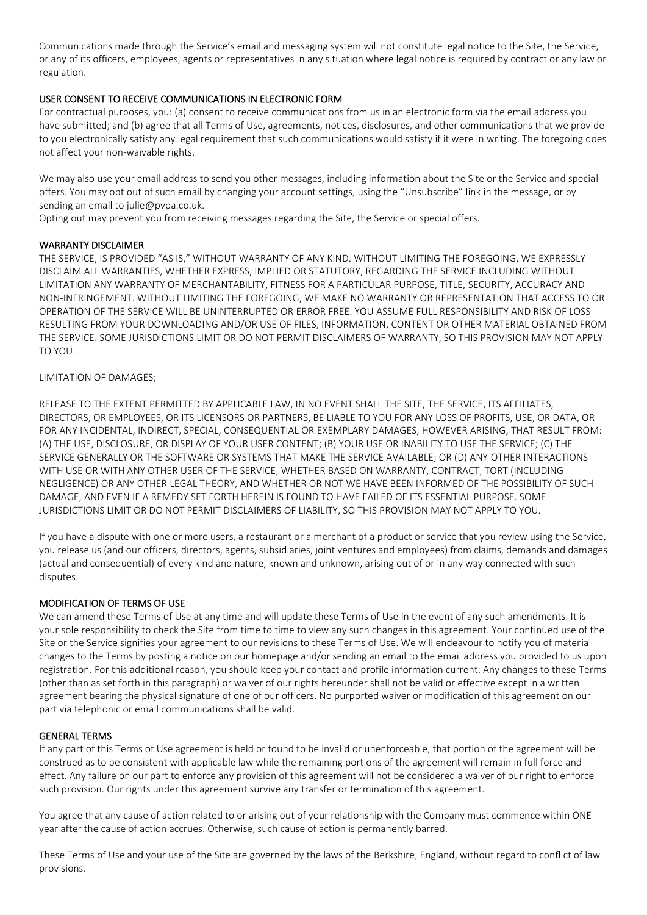Communications made through the Service's email and messaging system will not constitute legal notice to the Site, the Service, or any of its officers, employees, agents or representatives in any situation where legal notice is required by contract or any law or regulation.

## USER CONSENT TO RECEIVE COMMUNICATIONS IN ELECTRONIC FORM

For contractual purposes, you: (a) consent to receive communications from us in an electronic form via the email address you have submitted; and (b) agree that all Terms of Use, agreements, notices, disclosures, and other communications that we provide to you electronically satisfy any legal requirement that such communications would satisfy if it were in writing. The foregoing does not affect your non-waivable rights.

We may also use your email address to send you other messages, including information about the Site or the Service and special offers. You may opt out of such email by changing your account settings, using the "Unsubscribe" link in the message, or by sending an email to julie@pvpa.co.uk.

Opting out may prevent you from receiving messages regarding the Site, the Service or special offers.

## WARRANTY DISCLAIMER

THE SERVICE, IS PROVIDED "AS IS," WITHOUT WARRANTY OF ANY KIND. WITHOUT LIMITING THE FOREGOING, WE EXPRESSLY DISCLAIM ALL WARRANTIES, WHETHER EXPRESS, IMPLIED OR STATUTORY, REGARDING THE SERVICE INCLUDING WITHOUT LIMITATION ANY WARRANTY OF MERCHANTABILITY, FITNESS FOR A PARTICULAR PURPOSE, TITLE, SECURITY, ACCURACY AND NON-INFRINGEMENT. WITHOUT LIMITING THE FOREGOING, WE MAKE NO WARRANTY OR REPRESENTATION THAT ACCESS TO OR OPERATION OF THE SERVICE WILL BE UNINTERRUPTED OR ERROR FREE. YOU ASSUME FULL RESPONSIBILITY AND RISK OF LOSS RESULTING FROM YOUR DOWNLOADING AND/OR USE OF FILES, INFORMATION, CONTENT OR OTHER MATERIAL OBTAINED FROM THE SERVICE. SOME JURISDICTIONS LIMIT OR DO NOT PERMIT DISCLAIMERS OF WARRANTY, SO THIS PROVISION MAY NOT APPLY TO YOU.

LIMITATION OF DAMAGES;

RELEASE TO THE EXTENT PERMITTED BY APPLICABLE LAW, IN NO EVENT SHALL THE SITE, THE SERVICE, ITS AFFILIATES, DIRECTORS, OR EMPLOYEES, OR ITS LICENSORS OR PARTNERS, BE LIABLE TO YOU FOR ANY LOSS OF PROFITS, USE, OR DATA, OR FOR ANY INCIDENTAL, INDIRECT, SPECIAL, CONSEQUENTIAL OR EXEMPLARY DAMAGES, HOWEVER ARISING, THAT RESULT FROM: (A) THE USE, DISCLOSURE, OR DISPLAY OF YOUR USER CONTENT; (B) YOUR USE OR INABILITY TO USE THE SERVICE; (C) THE SERVICE GENERALLY OR THE SOFTWARE OR SYSTEMS THAT MAKE THE SERVICE AVAILABLE; OR (D) ANY OTHER INTERACTIONS WITH USE OR WITH ANY OTHER USER OF THE SERVICE, WHETHER BASED ON WARRANTY, CONTRACT, TORT (INCLUDING NEGLIGENCE) OR ANY OTHER LEGAL THEORY, AND WHETHER OR NOT WE HAVE BEEN INFORMED OF THE POSSIBILITY OF SUCH DAMAGE, AND EVEN IF A REMEDY SET FORTH HEREIN IS FOUND TO HAVE FAILED OF ITS ESSENTIAL PURPOSE. SOME JURISDICTIONS LIMIT OR DO NOT PERMIT DISCLAIMERS OF LIABILITY, SO THIS PROVISION MAY NOT APPLY TO YOU.

If you have a dispute with one or more users, a restaurant or a merchant of a product or service that you review using the Service, you release us (and our officers, directors, agents, subsidiaries, joint ventures and employees) from claims, demands and damages (actual and consequential) of every kind and nature, known and unknown, arising out of or in any way connected with such disputes.

## MODIFICATION OF TERMS OF USE

We can amend these Terms of Use at any time and will update these Terms of Use in the event of any such amendments. It is your sole responsibility to check the Site from time to time to view any such changes in this agreement. Your continued use of the Site or the Service signifies your agreement to our revisions to these Terms of Use. We will endeavour to notify you of material changes to the Terms by posting a notice on our homepage and/or sending an email to the email address you provided to us upon registration. For this additional reason, you should keep your contact and profile information current. Any changes to these Terms (other than as set forth in this paragraph) or waiver of our rights hereunder shall not be valid or effective except in a written agreement bearing the physical signature of one of our officers. No purported waiver or modification of this agreement on our part via telephonic or email communications shall be valid.

## GENERAL TERMS

If any part of this Terms of Use agreement is held or found to be invalid or unenforceable, that portion of the agreement will be construed as to be consistent with applicable law while the remaining portions of the agreement will remain in full force and effect. Any failure on our part to enforce any provision of this agreement will not be considered a waiver of our right to enforce such provision. Our rights under this agreement survive any transfer or termination of this agreement.

You agree that any cause of action related to or arising out of your relationship with the Company must commence within ONE year after the cause of action accrues. Otherwise, such cause of action is permanently barred.

These Terms of Use and your use of the Site are governed by the laws of the Berkshire, England, without regard to conflict of law provisions.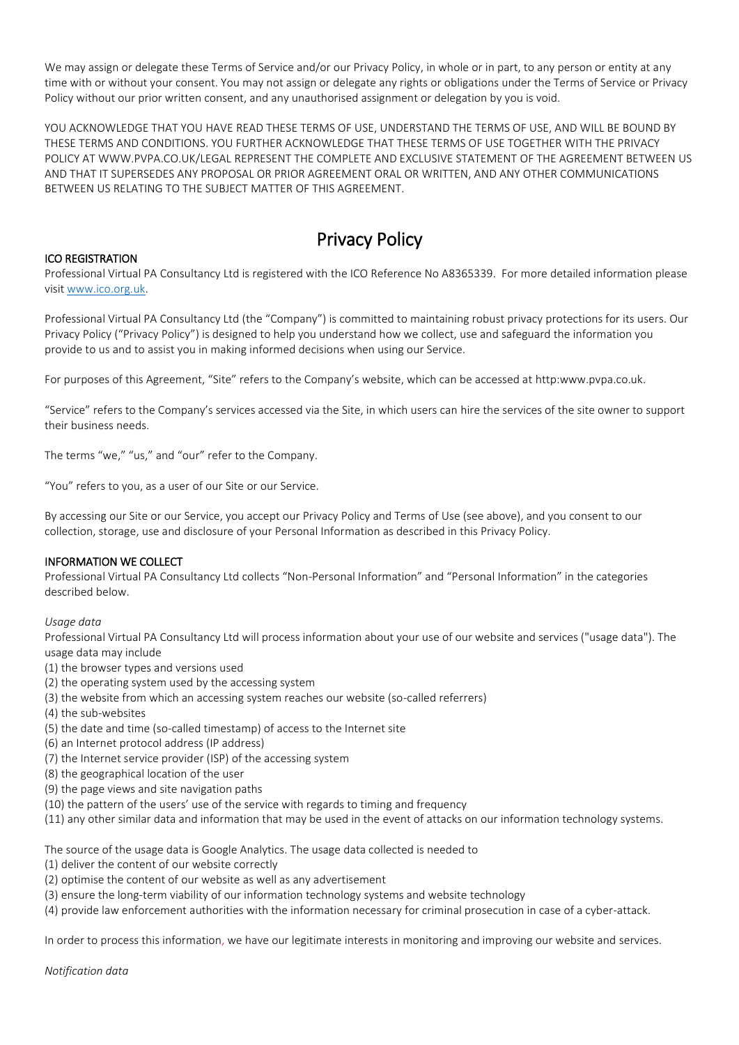We may assign or delegate these Terms of Service and/or our Privacy Policy, in whole or in part, to any person or entity at any time with or without your consent. You may not assign or delegate any rights or obligations under the Terms of Service or Privacy Policy without our prior written consent, and any unauthorised assignment or delegation by you is void.

YOU ACKNOWLEDGE THAT YOU HAVE READ THESE TERMS OF USE, UNDERSTAND THE TERMS OF USE, AND WILL BE BOUND BY THESE TERMS AND CONDITIONS. YOU FURTHER ACKNOWLEDGE THAT THESE TERMS OF USE TOGETHER WITH THE PRIVACY POLICY AT WWW.PVPA.CO.UK/LEGAL REPRESENT THE COMPLETE AND EXCLUSIVE STATEMENT OF THE AGREEMENT BETWEEN US AND THAT IT SUPERSEDES ANY PROPOSAL OR PRIOR AGREEMENT ORAL OR WRITTEN, AND ANY OTHER COMMUNICATIONS BETWEEN US RELATING TO THE SUBJECT MATTER OF THIS AGREEMENT.

# Privacy Policy

ICO REGISTRATION

Professional Virtual PA Consultancy Ltd is registered with the ICO Reference No A8365339. For more detailed information please visit www.ico.org.uk.

Professional Virtual PA Consultancy Ltd (the "Company") is committed to maintaining robust privacy protections for its users. Our Privacy Policy ("Privacy Policy") is designed to help you understand how we collect, use and safeguard the information you provide to us and to assist you in making informed decisions when using our Service.

For purposes of this Agreement, "Site" refers to the Company's website, which can be accessed at http:www.pvpa.co.uk.

"Service" refers to the Company's services accessed via the Site, in which users can hire the services of the site owner to support their business needs.

The terms "we," "us," and "our" refer to the Company.

"You" refers to you, as a user of our Site or our Service.

By accessing our Site or our Service, you accept our Privacy Policy and Terms of Use (see above), and you consent to our collection, storage, use and disclosure of your Personal Information as described in this Privacy Policy.

INFORMATION WE COLLECT

Professional Virtual PA Consultancy Ltd collects "Non-Personal Information" and "Personal Information" in the categories described below.

*Usage data*

Professional Virtual PA Consultancy Ltd will process information about your use of our website and services ("usage data"). The usage data may include

(1) the browser types and versions used
(2) the operating system used by the accessing system
(3) the website from which an accessing system reaches our website (so-called referrers)
(4) the sub-websites
(5) the date and time (so-called timestamp) of access to the Internet site
(6) an Internet protocol address (IP address)
(7) the Internet service provider (ISP) of the accessing system
(8) the geographical location of the user
(9) the page views and site navigation paths
(10) the pattern of the users' use of the service with regards to timing and frequency
(11) any other similar data and information that may be used in the event of attacks on our information technology systems.

The source of the usage data is Google Analytics. The usage data collected is needed to

(1) deliver the content of our website correctly
(2) optimise the content of our website as well as any advertisement
(3) ensure the long-term viability of our information technology systems and website technology
(4) provide law enforcement authorities with the information necessary for criminal prosecution in case of a cyber-attack.

In order to process this information, we have our legitimate interests in monitoring and improving our website and services.

*Notification data*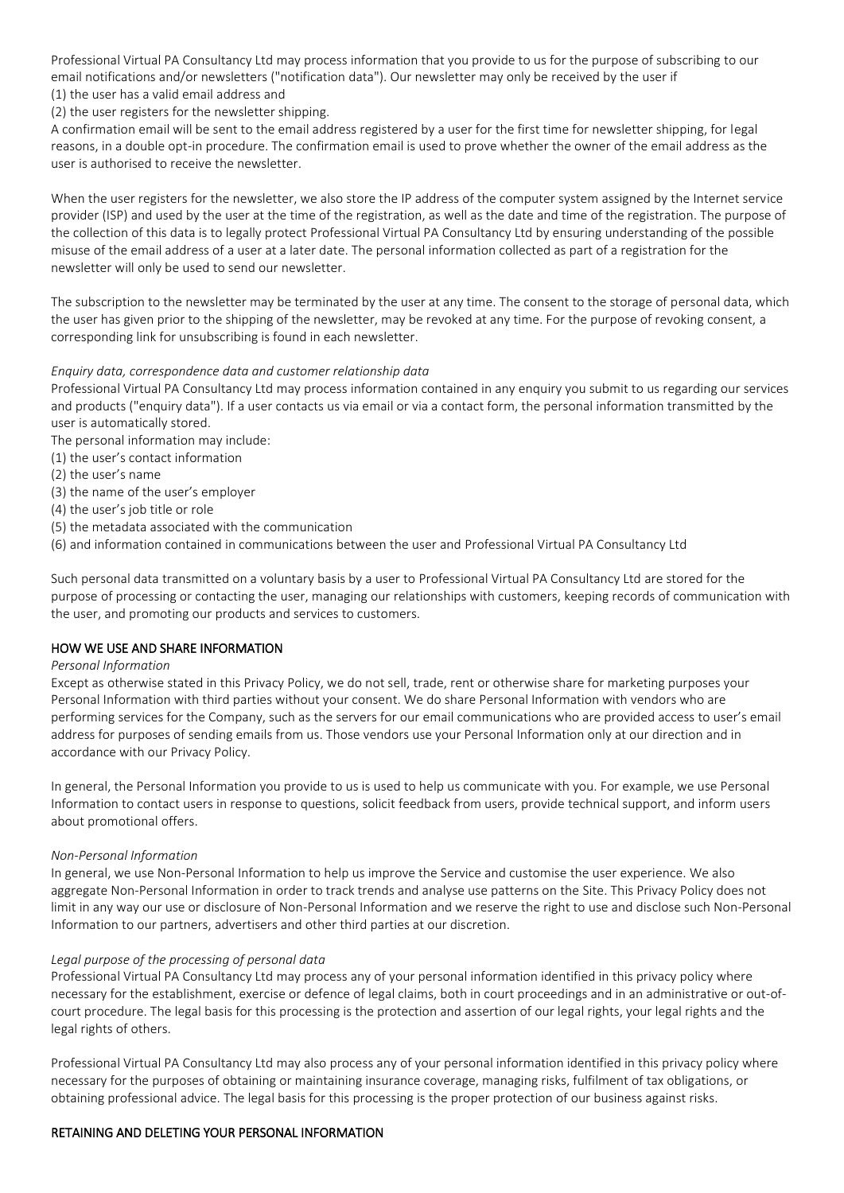Professional Virtual PA Consultancy Ltd may process information that you provide to us for the purpose of subscribing to our email notifications and/or newsletters ("notification data"). Our newsletter may only be received by the user if
(1) the user has a valid email address and
(2) the user registers for the newsletter shipping.
A confirmation email will be sent to the email address registered by a user for the first time for newsletter shipping, for legal reasons, in a double opt-in procedure. The confirmation email is used to prove whether the owner of the email address as the user is authorised to receive the newsletter.

When the user registers for the newsletter, we also store the IP address of the computer system assigned by the Internet service provider (ISP) and used by the user at the time of the registration, as well as the date and time of the registration. The purpose of the collection of this data is to legally protect Professional Virtual PA Consultancy Ltd by ensuring understanding of the possible misuse of the email address of a user at a later date. The personal information collected as part of a registration for the newsletter will only be used to send our newsletter.

The subscription to the newsletter may be terminated by the user at any time. The consent to the storage of personal data, which the user has given prior to the shipping of the newsletter, may be revoked at any time. For the purpose of revoking consent, a corresponding link for unsubscribing is found in each newsletter.

*Enquiry data, correspondence data and customer relationship data*
Professional Virtual PA Consultancy Ltd may process information contained in any enquiry you submit to us regarding our services and products ("enquiry data"). If a user contacts us via email or via a contact form, the personal information transmitted by the user is automatically stored.
The personal information may include:
(1) the user's contact information
(2) the user's name
(3) the name of the user's employer
(4) the user's job title or role
(5) the metadata associated with the communication
(6) and information contained in communications between the user and Professional Virtual PA Consultancy Ltd

Such personal data transmitted on a voluntary basis by a user to Professional Virtual PA Consultancy Ltd are stored for the purpose of processing or contacting the user, managing our relationships with customers, keeping records of communication with the user, and promoting our products and services to customers.

## HOW WE USE AND SHARE INFORMATION

*Personal Information*
Except as otherwise stated in this Privacy Policy, we do not sell, trade, rent or otherwise share for marketing purposes your Personal Information with third parties without your consent. We do share Personal Information with vendors who are performing services for the Company, such as the servers for our email communications who are provided access to user's email address for purposes of sending emails from us. Those vendors use your Personal Information only at our direction and in accordance with our Privacy Policy.

In general, the Personal Information you provide to us is used to help us communicate with you. For example, we use Personal Information to contact users in response to questions, solicit feedback from users, provide technical support, and inform users about promotional offers.

*Non-Personal Information*
In general, we use Non-Personal Information to help us improve the Service and customise the user experience. We also aggregate Non-Personal Information in order to track trends and analyse use patterns on the Site. This Privacy Policy does not limit in any way our use or disclosure of Non-Personal Information and we reserve the right to use and disclose such Non-Personal Information to our partners, advertisers and other third parties at our discretion.

*Legal purpose of the processing of personal data*
Professional Virtual PA Consultancy Ltd may process any of your personal information identified in this privacy policy where necessary for the establishment, exercise or defence of legal claims, both in court proceedings and in an administrative or out-of-court procedure. The legal basis for this processing is the protection and assertion of our legal rights, your legal rights and the legal rights of others.

Professional Virtual PA Consultancy Ltd may also process any of your personal information identified in this privacy policy where necessary for the purposes of obtaining or maintaining insurance coverage, managing risks, fulfilment of tax obligations, or obtaining professional advice. The legal basis for this processing is the proper protection of our business against risks.

## RETAINING AND DELETING YOUR PERSONAL INFORMATION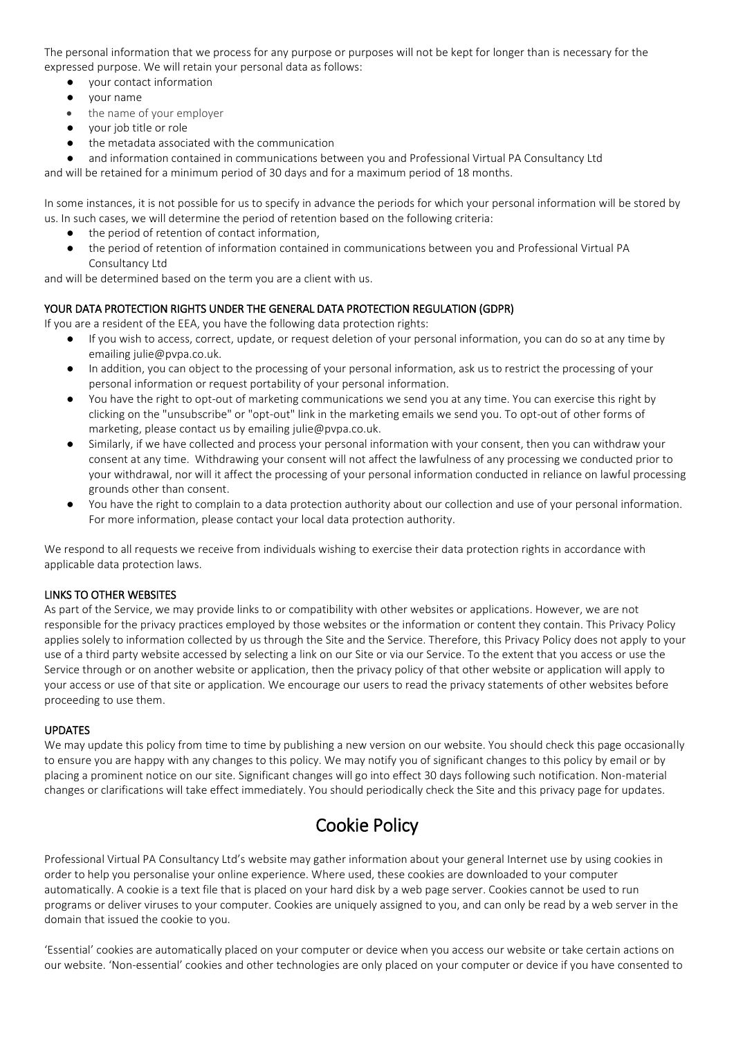The personal information that we process for any purpose or purposes will not be kept for longer than is necessary for the expressed purpose. We will retain your personal data as follows:

- your contact information
- your name
- the name of your employer
- your job title or role
- the metadata associated with the communication
- and information contained in communications between you and Professional Virtual PA Consultancy Ltd

and will be retained for a minimum period of 30 days and for a maximum period of 18 months.

In some instances, it is not possible for us to specify in advance the periods for which your personal information will be stored by us. In such cases, we will determine the period of retention based on the following criteria:

- the period of retention of contact information,
- the period of retention of information contained in communications between you and Professional Virtual PA Consultancy Ltd

and will be determined based on the term you are a client with us.

### YOUR DATA PROTECTION RIGHTS UNDER THE GENERAL DATA PROTECTION REGULATION (GDPR)

If you are a resident of the EEA, you have the following data protection rights:

- If you wish to access, correct, update, or request deletion of your personal information, you can do so at any time by emailing julie@pvpa.co.uk.
- In addition, you can object to the processing of your personal information, ask us to restrict the processing of your personal information or request portability of your personal information.
- You have the right to opt-out of marketing communications we send you at any time. You can exercise this right by clicking on the "unsubscribe" or "opt-out" link in the marketing emails we send you. To opt-out of other forms of marketing, please contact us by emailing julie@pvpa.co.uk.
- Similarly, if we have collected and process your personal information with your consent, then you can withdraw your consent at any time. Withdrawing your consent will not affect the lawfulness of any processing we conducted prior to your withdrawal, nor will it affect the processing of your personal information conducted in reliance on lawful processing grounds other than consent.
- You have the right to complain to a data protection authority about our collection and use of your personal information. For more information, please contact your local data protection authority.

We respond to all requests we receive from individuals wishing to exercise their data protection rights in accordance with applicable data protection laws.

### LINKS TO OTHER WEBSITES

As part of the Service, we may provide links to or compatibility with other websites or applications. However, we are not responsible for the privacy practices employed by those websites or the information or content they contain. This Privacy Policy applies solely to information collected by us through the Site and the Service. Therefore, this Privacy Policy does not apply to your use of a third party website accessed by selecting a link on our Site or via our Service. To the extent that you access or use the Service through or on another website or application, then the privacy policy of that other website or application will apply to your access or use of that site or application. We encourage our users to read the privacy statements of other websites before proceeding to use them.

### UPDATES

We may update this policy from time to time by publishing a new version on our website. You should check this page occasionally to ensure you are happy with any changes to this policy. We may notify you of significant changes to this policy by email or by placing a prominent notice on our site. Significant changes will go into effect 30 days following such notification. Non-material changes or clarifications will take effect immediately. You should periodically check the Site and this privacy page for updates.

# Cookie Policy

Professional Virtual PA Consultancy Ltd's website may gather information about your general Internet use by using cookies in order to help you personalise your online experience. Where used, these cookies are downloaded to your computer automatically. A cookie is a text file that is placed on your hard disk by a web page server. Cookies cannot be used to run programs or deliver viruses to your computer. Cookies are uniquely assigned to you, and can only be read by a web server in the domain that issued the cookie to you.

'Essential' cookies are automatically placed on your computer or device when you access our website or take certain actions on our website. 'Non-essential' cookies and other technologies are only placed on your computer or device if you have consented to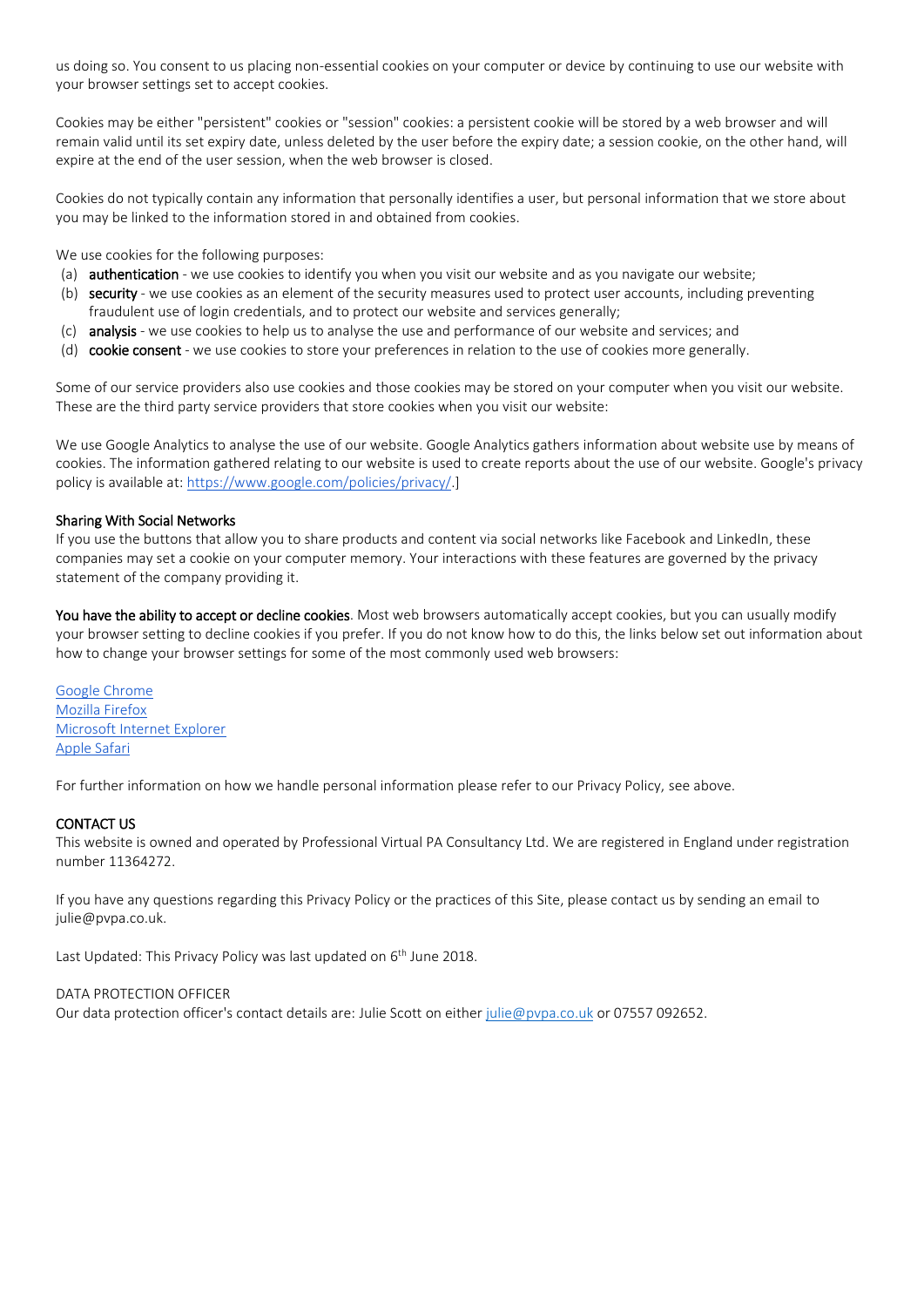us doing so. You consent to us placing non-essential cookies on your computer or device by continuing to use our website with your browser settings set to accept cookies.

Cookies may be either "persistent" cookies or "session" cookies: a persistent cookie will be stored by a web browser and will remain valid until its set expiry date, unless deleted by the user before the expiry date; a session cookie, on the other hand, will expire at the end of the user session, when the web browser is closed.

Cookies do not typically contain any information that personally identifies a user, but personal information that we store about you may be linked to the information stored in and obtained from cookies.

We use cookies for the following purposes:

(a) **authentication** - we use cookies to identify you when you visit our website and as you navigate our website;
(b) **security** - we use cookies as an element of the security measures used to protect user accounts, including preventing fraudulent use of login credentials, and to protect our website and services generally;
(c) **analysis** - we use cookies to help us to analyse the use and performance of our website and services; and
(d) **cookie consent** - we use cookies to store your preferences in relation to the use of cookies more generally.

Some of our service providers also use cookies and those cookies may be stored on your computer when you visit our website. These are the third party service providers that store cookies when you visit our website:

We use Google Analytics to analyse the use of our website. Google Analytics gathers information about website use by means of cookies. The information gathered relating to our website is used to create reports about the use of our website. Google's privacy policy is available at: https://www.google.com/policies/privacy/.]

**Sharing With Social Networks**
If you use the buttons that allow you to share products and content via social networks like Facebook and LinkedIn, these companies may set a cookie on your computer memory. Your interactions with these features are governed by the privacy statement of the company providing it.

**You have the ability to accept or decline cookies**. Most web browsers automatically accept cookies, but you can usually modify your browser setting to decline cookies if you prefer. If you do not know how to do this, the links below set out information about how to change your browser settings for some of the most commonly used web browsers:

Google Chrome
Mozilla Firefox
Microsoft Internet Explorer
Apple Safari

For further information on how we handle personal information please refer to our Privacy Policy, see above.

**CONTACT US**
This website is owned and operated by Professional Virtual PA Consultancy Ltd. We are registered in England under registration number 11364272.

If you have any questions regarding this Privacy Policy or the practices of this Site, please contact us by sending an email to julie@pvpa.co.uk.

Last Updated: This Privacy Policy was last updated on 6th June 2018.

DATA PROTECTION OFFICER
Our data protection officer's contact details are: Julie Scott on either julie@pvpa.co.uk or 07557 092652.